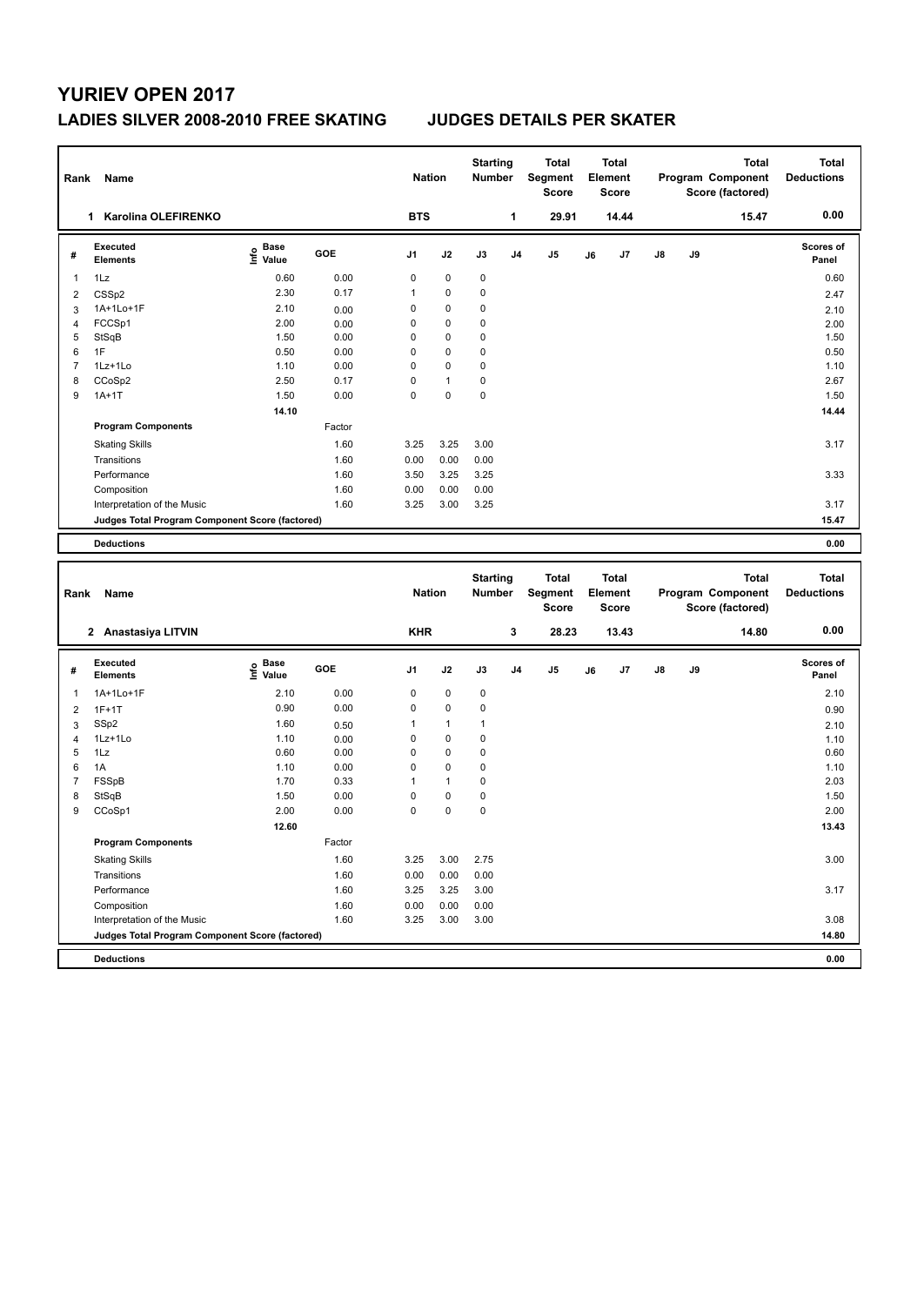# YURIEV OPEN 2017

## LADIES SILVER 2008-2010 FREE SKATING — JUDGES DETAILS PER SKATER

| Rank | Name | Nation | Starting Number | Total Segment Score | Total Element Score | Total Program Component Score (factored) | Total Deductions |
|---|---|---|---|---|---|---|---|
| 1 | Karolina OLEFIRENKO | BTS | 1 | 29.91 | 14.44 | 15.47 | 0.00 |

| # | Executed Elements | Info | Base Value | GOE | J1 | J2 | J3 | J4 | J5 | J6 | J7 | J8 | J9 | Scores of Panel |
|---|---|---|---|---|---|---|---|---|---|---|---|---|---|---|
| 1 | 1Lz | | 0.60 | 0.00 | 0 | 0 | 0 | | | | | | | 0.60 |
| 2 | CSSp2 | | 2.30 | 0.17 | 1 | 0 | 0 | | | | | | | 2.47 |
| 3 | 1A+1Lo+1F | | 2.10 | 0.00 | 0 | 0 | 0 | | | | | | | 2.10 |
| 4 | FCCSp1 | | 2.00 | 0.00 | 0 | 0 | 0 | | | | | | | 2.00 |
| 5 | StSqB | | 1.50 | 0.00 | 0 | 0 | 0 | | | | | | | 1.50 |
| 6 | 1F | | 0.50 | 0.00 | 0 | 0 | 0 | | | | | | | 0.50 |
| 7 | 1Lz+1Lo | | 1.10 | 0.00 | 0 | 0 | 0 | | | | | | | 1.10 |
| 8 | CCoSp2 | | 2.50 | 0.17 | 0 | 1 | 0 | | | | | | | 2.67 |
| 9 | 1A+1T | | 1.50 | 0.00 | 0 | 0 | 0 | | | | | | | 1.50 |
| | | | 14.10 | | | | | | | | | | | 14.44 |
| | **Program Components** | | | Factor | | | | | | | | | | |
| | Skating Skills | | | 1.60 | 3.25 | 3.25 | 3.00 | | | | | | | 3.17 |
| | Transitions | | | 1.60 | 0.00 | 0.00 | 0.00 | | | | | | | |
| | Performance | | | 1.60 | 3.50 | 3.25 | 3.25 | | | | | | | 3.33 |
| | Composition | | | 1.60 | 0.00 | 0.00 | 0.00 | | | | | | | |
| | Interpretation of the Music | | | 1.60 | 3.25 | 3.00 | 3.25 | | | | | | | 3.17 |
| | **Judges Total Program Component Score (factored)** | | | | | | | | | | | | | 15.47 |
| | **Deductions** | | | | | | | | | | | | | 0.00 |

| Rank | Name | Nation | Starting Number | Total Segment Score | Total Element Score | Total Program Component Score (factored) | Total Deductions |
|---|---|---|---|---|---|---|---|
| 2 | Anastasiya LITVIN | KHR | 3 | 28.23 | 13.43 | 14.80 | 0.00 |

| # | Executed Elements | Info | Base Value | GOE | J1 | J2 | J3 | J4 | J5 | J6 | J7 | J8 | J9 | Scores of Panel |
|---|---|---|---|---|---|---|---|---|---|---|---|---|---|---|
| 1 | 1A+1Lo+1F | | 2.10 | 0.00 | 0 | 0 | 0 | | | | | | | 2.10 |
| 2 | 1F+1T | | 0.90 | 0.00 | 0 | 0 | 0 | | | | | | | 0.90 |
| 3 | SSp2 | | 1.60 | 0.50 | 1 | 1 | 1 | | | | | | | 2.10 |
| 4 | 1Lz+1Lo | | 1.10 | 0.00 | 0 | 0 | 0 | | | | | | | 1.10 |
| 5 | 1Lz | | 0.60 | 0.00 | 0 | 0 | 0 | | | | | | | 0.60 |
| 6 | 1A | | 1.10 | 0.00 | 0 | 0 | 0 | | | | | | | 1.10 |
| 7 | FSSpB | | 1.70 | 0.33 | 1 | 1 | 0 | | | | | | | 2.03 |
| 8 | StSqB | | 1.50 | 0.00 | 0 | 0 | 0 | | | | | | | 1.50 |
| 9 | CCoSp1 | | 2.00 | 0.00 | 0 | 0 | 0 | | | | | | | 2.00 |
| | | | 12.60 | | | | | | | | | | | 13.43 |
| | **Program Components** | | | Factor | | | | | | | | | | |
| | Skating Skills | | | 1.60 | 3.25 | 3.00 | 2.75 | | | | | | | 3.00 |
| | Transitions | | | 1.60 | 0.00 | 0.00 | 0.00 | | | | | | | |
| | Performance | | | 1.60 | 3.25 | 3.25 | 3.00 | | | | | | | 3.17 |
| | Composition | | | 1.60 | 0.00 | 0.00 | 0.00 | | | | | | | |
| | Interpretation of the Music | | | 1.60 | 3.25 | 3.00 | 3.00 | | | | | | | 3.08 |
| | **Judges Total Program Component Score (factored)** | | | | | | | | | | | | | 14.80 |
| | **Deductions** | | | | | | | | | | | | | 0.00 |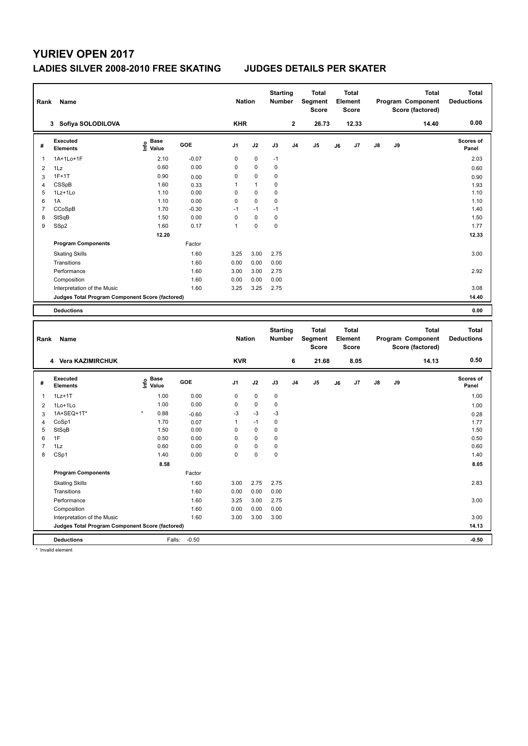# YURIEV OPEN 2017

## LADIES SILVER 2008-2010 FREE SKATING JUDGES DETAILS PER SKATER

| Rank | Name | Nation | Starting Number | Total Segment Score | Total Element Score | Total Program Component Score (factored) | Total Deductions |
|---|---|---|---|---|---|---|---|
| 3 | Sofiya SOLODILOVA | KHR | 2 | 26.73 | 12.33 | 14.40 | 0.00 |

| # | Executed Elements | Info | Base Value | GOE | J1 | J2 | J3 | J4 | J5 | J6 | J7 | J8 | J9 | Scores of Panel |
|---|---|---|---|---|---|---|---|---|---|---|---|---|---|---|
| 1 | 1A+1Lo+1F | | 2.10 | -0.07 | 0 | 0 | -1 | | | | | | | 2.03 |
| 2 | 1Lz | | 0.60 | 0.00 | 0 | 0 | 0 | | | | | | | 0.60 |
| 3 | 1F+1T | | 0.90 | 0.00 | 0 | 0 | 0 | | | | | | | 0.90 |
| 4 | CSSpB | | 1.60 | 0.33 | 1 | 1 | 0 | | | | | | | 1.93 |
| 5 | 1Lz+1Lo | | 1.10 | 0.00 | 0 | 0 | 0 | | | | | | | 1.10 |
| 6 | 1A | | 1.10 | 0.00 | 0 | 0 | 0 | | | | | | | 1.10 |
| 7 | CCoSpB | | 1.70 | -0.30 | -1 | -1 | -1 | | | | | | | 1.40 |
| 8 | StSqB | | 1.50 | 0.00 | 0 | 0 | 0 | | | | | | | 1.50 |
| 9 | SSp2 | | 1.60 | 0.17 | 1 | 0 | 0 | | | | | | | 1.77 |
| | | | 12.20 | | | | | | | | | | | 12.33 |
| | **Program Components** | | | Factor | | | | | | | | | | |
| | Skating Skills | | | 1.60 | 3.25 | 3.00 | 2.75 | | | | | | | 3.00 |
| | Transitions | | | 1.60 | 0.00 | 0.00 | 0.00 | | | | | | | |
| | Performance | | | 1.60 | 3.00 | 3.00 | 2.75 | | | | | | | 2.92 |
| | Composition | | | 1.60 | 0.00 | 0.00 | 0.00 | | | | | | | |
| | Interpretation of the Music | | | 1.60 | 3.25 | 3.25 | 2.75 | | | | | | | 3.08 |
| | **Judges Total Program Component Score (factored)** | | | | | | | | | | | | | 14.40 |
| | **Deductions** | | | | | | | | | | | | | 0.00 |

| Rank | Name | Nation | Starting Number | Total Segment Score | Total Element Score | Total Program Component Score (factored) | Total Deductions |
|---|---|---|---|---|---|---|---|
| 4 | Vera KAZIMIRCHUK | KVR | 6 | 21.68 | 8.05 | 14.13 | 0.50 |

| # | Executed Elements | Info | Base Value | GOE | J1 | J2 | J3 | J4 | J5 | J6 | J7 | J8 | J9 | Scores of Panel |
|---|---|---|---|---|---|---|---|---|---|---|---|---|---|---|
| 1 | 1Lz+1T | | 1.00 | 0.00 | 0 | 0 | 0 | | | | | | | 1.00 |
| 2 | 1Lo+1Lo | | 1.00 | 0.00 | 0 | 0 | 0 | | | | | | | 1.00 |
| 3 | 1A+SEQ+1T* | * | 0.88 | -0.60 | -3 | -3 | -3 | | | | | | | 0.28 |
| 4 | CoSp1 | | 1.70 | 0.07 | 1 | -1 | 0 | | | | | | | 1.77 |
| 5 | StSqB | | 1.50 | 0.00 | 0 | 0 | 0 | | | | | | | 1.50 |
| 6 | 1F | | 0.50 | 0.00 | 0 | 0 | 0 | | | | | | | 0.50 |
| 7 | 1Lz | | 0.60 | 0.00 | 0 | 0 | 0 | | | | | | | 0.60 |
| 8 | CSp1 | | 1.40 | 0.00 | 0 | 0 | 0 | | | | | | | 1.40 |
| | | | 8.58 | | | | | | | | | | | 8.05 |
| | **Program Components** | | | Factor | | | | | | | | | | |
| | Skating Skills | | | 1.60 | 3.00 | 2.75 | 2.75 | | | | | | | 2.83 |
| | Transitions | | | 1.60 | 0.00 | 0.00 | 0.00 | | | | | | | |
| | Performance | | | 1.60 | 3.25 | 3.00 | 2.75 | | | | | | | 3.00 |
| | Composition | | | 1.60 | 0.00 | 0.00 | 0.00 | | | | | | | |
| | Interpretation of the Music | | | 1.60 | 3.00 | 3.00 | 3.00 | | | | | | | 3.00 |
| | **Judges Total Program Component Score (factored)** | | | | | | | | | | | | | 14.13 |
| | **Deductions** | | | Falls: -0.50 | | | | | | | | | | -0.50 |

\* Invalid element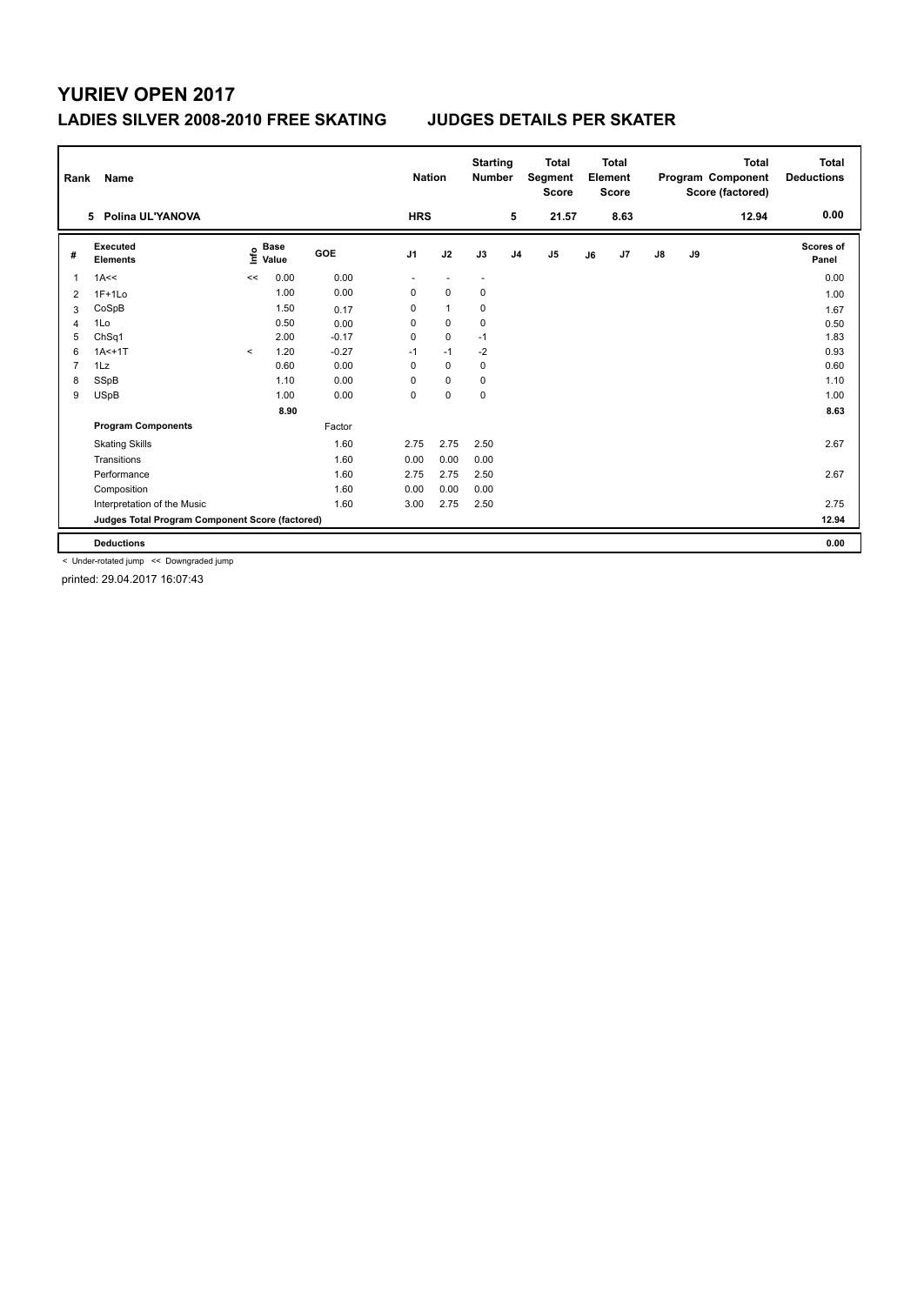# YURIEV OPEN 2017

## LADIES SILVER 2008-2010 FREE SKATING JUDGES DETAILS PER SKATER

| Rank | Name | Nation | Starting Number | Total Segment Score | Total Element Score | Total Program Component Score (factored) | Total Deductions |
|---|---|---|---|---|---|---|---|
| 5 | Polina UL'YANOVA | HRS | 5 | 21.57 | 8.63 | 12.94 | 0.00 |

| # | Executed Elements | Info | Base Value | GOE | J1 | J2 | J3 | J4 | J5 | J6 | J7 | J8 | J9 | Scores of Panel |
|---|---|---|---|---|---|---|---|---|---|---|---|---|---|---|
| 1 | 1A<< | << | 0.00 | 0.00 | - | - | - | | | | | | | 0.00 |
| 2 | 1F+1Lo | | 1.00 | 0.00 | 0 | 0 | 0 | | | | | | | 1.00 |
| 3 | CoSpB | | 1.50 | 0.17 | 0 | 1 | 0 | | | | | | | 1.67 |
| 4 | 1Lo | | 0.50 | 0.00 | 0 | 0 | 0 | | | | | | | 0.50 |
| 5 | ChSq1 | | 2.00 | -0.17 | 0 | 0 | -1 | | | | | | | 1.83 |
| 6 | 1A<+1T | < | 1.20 | -0.27 | -1 | -1 | -2 | | | | | | | 0.93 |
| 7 | 1Lz | | 0.60 | 0.00 | 0 | 0 | 0 | | | | | | | 0.60 |
| 8 | SSpB | | 1.10 | 0.00 | 0 | 0 | 0 | | | | | | | 1.10 |
| 9 | USpB | | 1.00 | 0.00 | 0 | 0 | 0 | | | | | | | 1.00 |
| | | | 8.90 | | | | | | | | | | | 8.63 |
| | **Program Components** | | | Factor | | | | | | | | | | |
| | Skating Skills | | | 1.60 | 2.75 | 2.75 | 2.50 | | | | | | | 2.67 |
| | Transitions | | | 1.60 | 0.00 | 0.00 | 0.00 | | | | | | | |
| | Performance | | | 1.60 | 2.75 | 2.75 | 2.50 | | | | | | | 2.67 |
| | Composition | | | 1.60 | 0.00 | 0.00 | 0.00 | | | | | | | |
| | Interpretation of the Music | | | 1.60 | 3.00 | 2.75 | 2.50 | | | | | | | 2.75 |
| | **Judges Total Program Component Score (factored)** | | | | | | | | | | | | | 12.94 |
| | **Deductions** | | | | | | | | | | | | | 0.00 |

< Under-rotated jump << Downgraded jump

printed: 29.04.2017 16:07:43